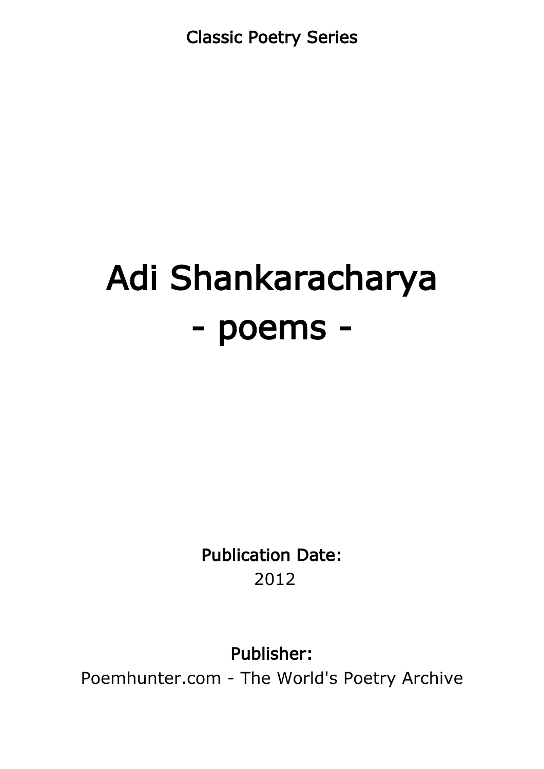Classic Poetry Series

# Adi Shankaracharya
# - poems -

**Publication Date:**
2012

**Publisher:**
Poemhunter.com - The World's Poetry Archive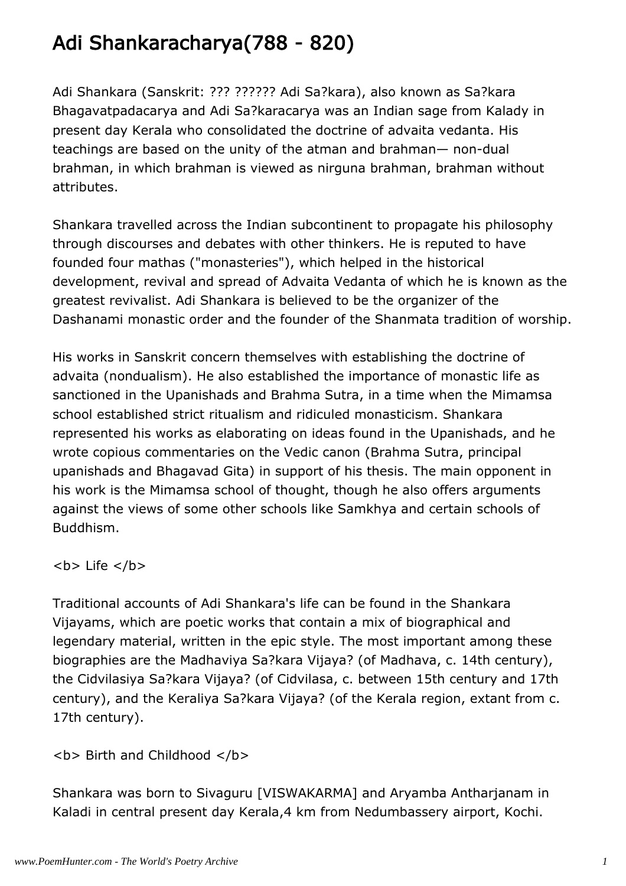# Adi Shankaracharya(788 - 820)

Adi Shankara (Sanskrit: ??? ?????? Adi Sa?kara), also known as Sa?kara Bhagavatpadacarya and Adi Sa?karacarya was an Indian sage from Kalady in present day Kerala who consolidated the doctrine of advaita vedanta. His teachings are based on the unity of the atman and brahman— non-dual brahman, in which brahman is viewed as nirguna brahman, brahman without attributes.

Shankara travelled across the Indian subcontinent to propagate his philosophy through discourses and debates with other thinkers. He is reputed to have founded four mathas ("monasteries"), which helped in the historical development, revival and spread of Advaita Vedanta of which he is known as the greatest revivalist. Adi Shankara is believed to be the organizer of the Dashanami monastic order and the founder of the Shanmata tradition of worship.

His works in Sanskrit concern themselves with establishing the doctrine of advaita (nondualism). He also established the importance of monastic life as sanctioned in the Upanishads and Brahma Sutra, in a time when the Mimamsa school established strict ritualism and ridiculed monasticism. Shankara represented his works as elaborating on ideas found in the Upanishads, and he wrote copious commentaries on the Vedic canon (Brahma Sutra, principal upanishads and Bhagavad Gita) in support of his thesis. The main opponent in his work is the Mimamsa school of thought, though he also offers arguments against the views of some other schools like Samkhya and certain schools of Buddhism.

<b> Life </b>

Traditional accounts of Adi Shankara's life can be found in the Shankara Vijayams, which are poetic works that contain a mix of biographical and legendary material, written in the epic style. The most important among these biographies are the Madhaviya Sa?kara Vijaya? (of Madhava, c. 14th century), the Cidvilasiya Sa?kara Vijaya? (of Cidvilasa, c. between 15th century and 17th century), and the Keraliya Sa?kara Vijaya? (of the Kerala region, extant from c. 17th century).

<b> Birth and Childhood </b>

Shankara was born to Sivaguru [VISWAKARMA] and Aryamba Antharjanam in Kaladi in central present day Kerala,4 km from Nedumbassery airport, Kochi.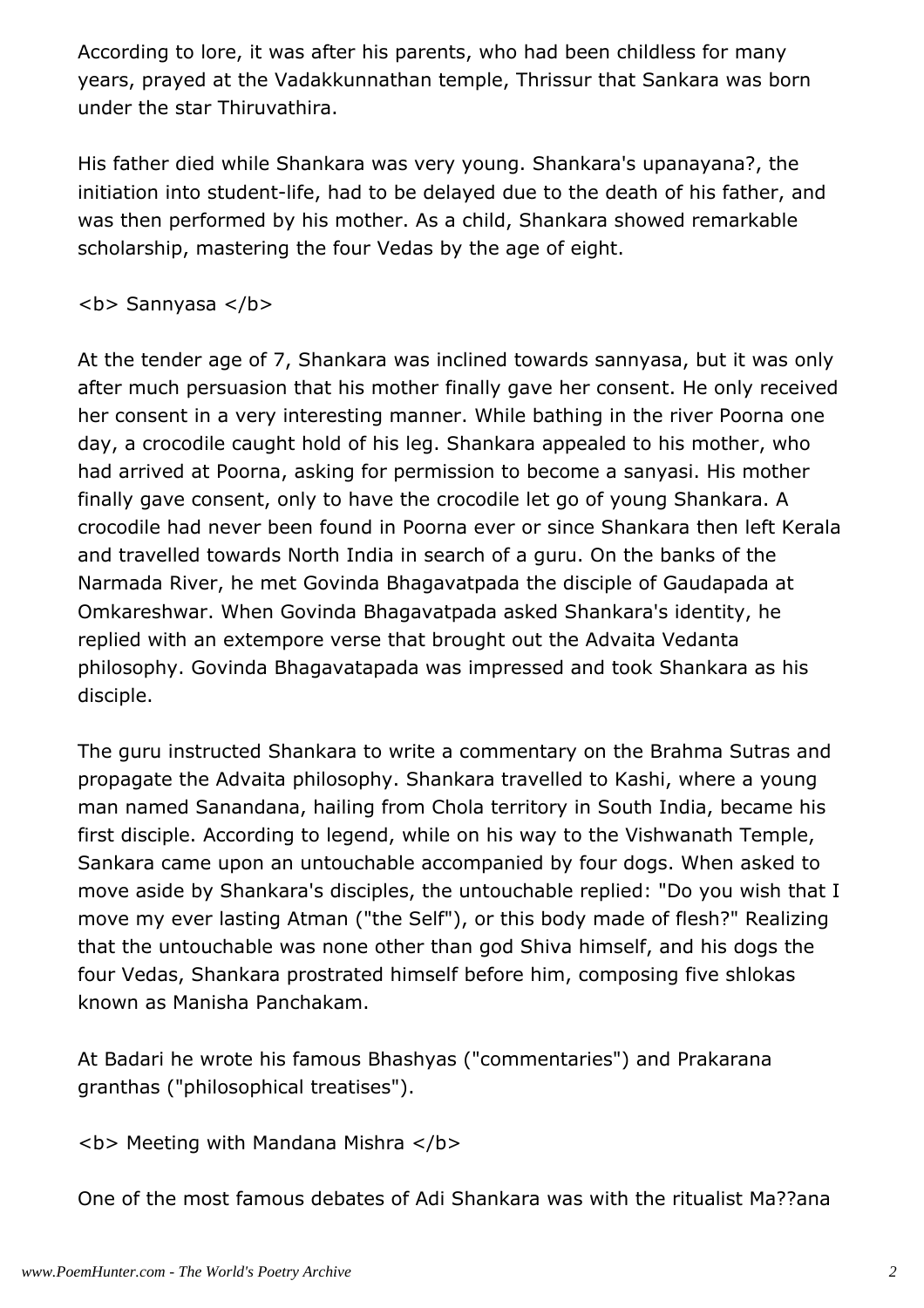According to lore, it was after his parents, who had been childless for many years, prayed at the Vadakkunnathan temple, Thrissur that Sankara was born under the star Thiruvathira.

His father died while Shankara was very young. Shankara's upanayana?, the initiation into student-life, had to be delayed due to the death of his father, and was then performed by his mother. As a child, Shankara showed remarkable scholarship, mastering the four Vedas by the age of eight.

**Sannyasa**

At the tender age of 7, Shankara was inclined towards sannyasa, but it was only after much persuasion that his mother finally gave her consent. He only received her consent in a very interesting manner. While bathing in the river Poorna one day, a crocodile caught hold of his leg. Shankara appealed to his mother, who had arrived at Poorna, asking for permission to become a sanyasi. His mother finally gave consent, only to have the crocodile let go of young Shankara. A crocodile had never been found in Poorna ever or since Shankara then left Kerala and travelled towards North India in search of a guru. On the banks of the Narmada River, he met Govinda Bhagavatpada the disciple of Gaudapada at Omkareshwar. When Govinda Bhagavatpada asked Shankara's identity, he replied with an extempore verse that brought out the Advaita Vedanta philosophy. Govinda Bhagavatapada was impressed and took Shankara as his disciple.

The guru instructed Shankara to write a commentary on the Brahma Sutras and propagate the Advaita philosophy. Shankara travelled to Kashi, where a young man named Sanandana, hailing from Chola territory in South India, became his first disciple. According to legend, while on his way to the Vishwanath Temple, Sankara came upon an untouchable accompanied by four dogs. When asked to move aside by Shankara's disciples, the untouchable replied: "Do you wish that I move my ever lasting Atman ("the Self"), or this body made of flesh?" Realizing that the untouchable was none other than god Shiva himself, and his dogs the four Vedas, Shankara prostrated himself before him, composing five shlokas known as Manisha Panchakam.

At Badari he wrote his famous Bhashyas ("commentaries") and Prakarana granthas ("philosophical treatises").

**Meeting with Mandana Mishra**

One of the most famous debates of Adi Shankara was with the ritualist Ma??ana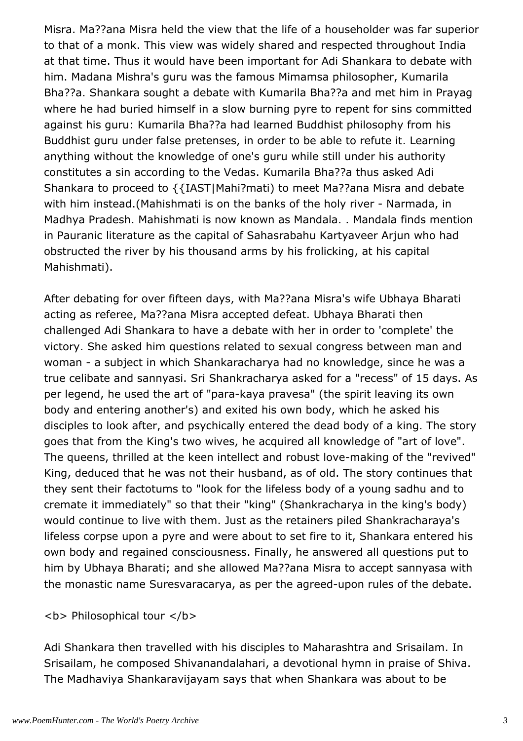Misra. Ma??ana Misra held the view that the life of a householder was far superior to that of a monk. This view was widely shared and respected throughout India at that time. Thus it would have been important for Adi Shankara to debate with him. Madana Mishra's guru was the famous Mimamsa philosopher, Kumarila Bha??a. Shankara sought a debate with Kumarila Bha??a and met him in Prayag where he had buried himself in a slow burning pyre to repent for sins committed against his guru: Kumarila Bha??a had learned Buddhist philosophy from his Buddhist guru under false pretenses, in order to be able to refute it. Learning anything without the knowledge of one's guru while still under his authority constitutes a sin according to the Vedas. Kumarila Bha??a thus asked Adi Shankara to proceed to {{IAST|Mahi?mati) to meet Ma??ana Misra and debate with him instead.(Mahishmati is on the banks of the holy river - Narmada, in Madhya Pradesh. Mahishmati is now known as Mandala. . Mandala finds mention in Pauranic literature as the capital of Sahasrabahu Kartyaveer Arjun who had obstructed the river by his thousand arms by his frolicking, at his capital Mahishmati).

After debating for over fifteen days, with Ma??ana Misra's wife Ubhaya Bharati acting as referee, Ma??ana Misra accepted defeat. Ubhaya Bharati then challenged Adi Shankara to have a debate with her in order to 'complete' the victory. She asked him questions related to sexual congress between man and woman - a subject in which Shankaracharya had no knowledge, since he was a true celibate and sannyasi. Sri Shankracharya asked for a "recess" of 15 days. As per legend, he used the art of "para-kaya pravesa" (the spirit leaving its own body and entering another's) and exited his own body, which he asked his disciples to look after, and psychically entered the dead body of a king. The story goes that from the King's two wives, he acquired all knowledge of "art of love". The queens, thrilled at the keen intellect and robust love-making of the "revived" King, deduced that he was not their husband, as of old. The story continues that they sent their factotums to "look for the lifeless body of a young sadhu and to cremate it immediately" so that their "king" (Shankracharya in the king's body) would continue to live with them. Just as the retainers piled Shankracharaya's lifeless corpse upon a pyre and were about to set fire to it, Shankara entered his own body and regained consciousness. Finally, he answered all questions put to him by Ubhaya Bharati; and she allowed Ma??ana Misra to accept sannyasa with the monastic name Suresvaracarya, as per the agreed-upon rules of the debate.

<b> Philosophical tour </b>

Adi Shankara then travelled with his disciples to Maharashtra and Srisailam. In Srisailam, he composed Shivanandalahari, a devotional hymn in praise of Shiva. The Madhaviya Shankaravijayam says that when Shankara was about to be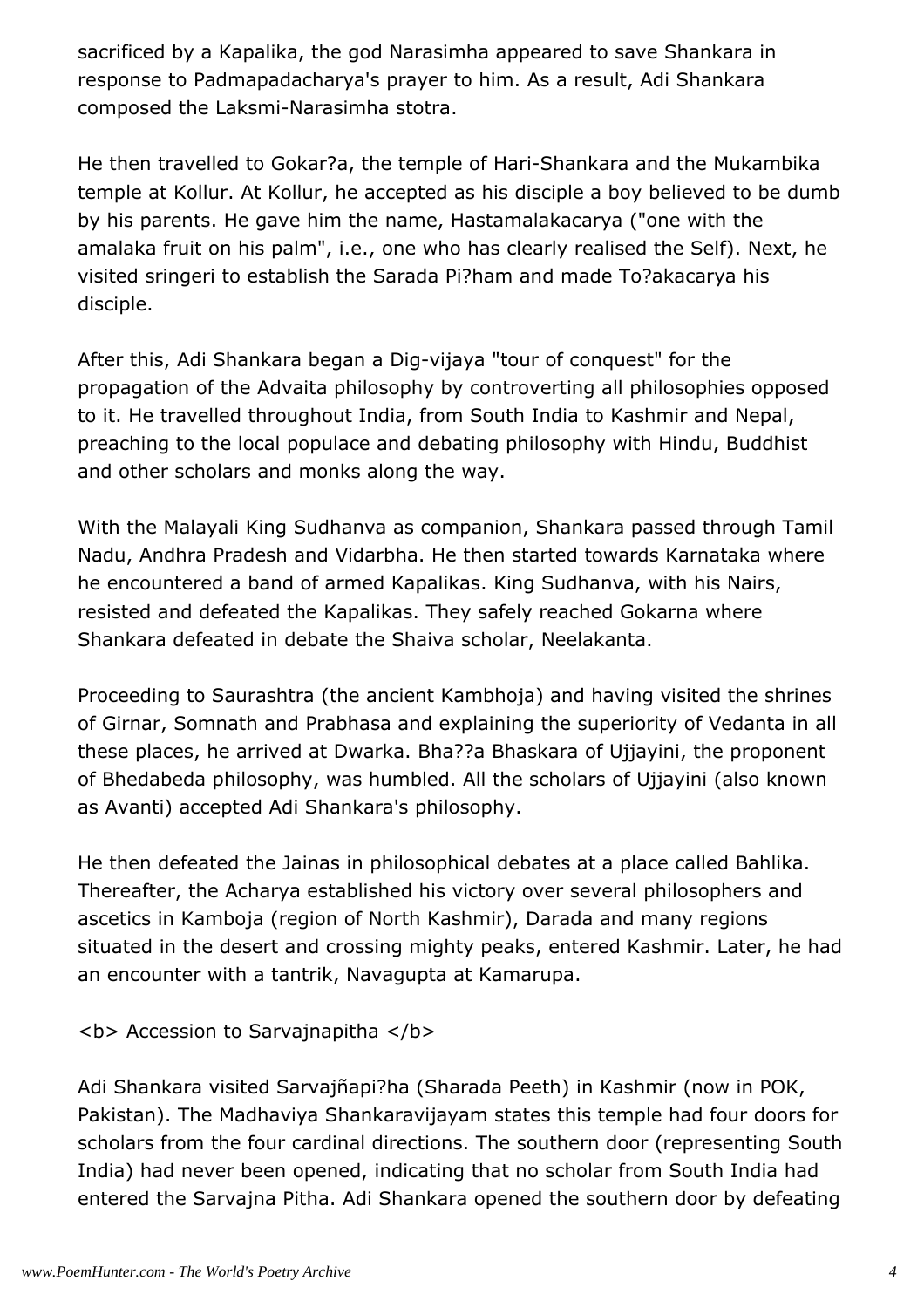sacrificed by a Kapalika, the god Narasimha appeared to save Shankara in response to Padmapadacharya's prayer to him. As a result, Adi Shankara composed the Laksmi-Narasimha stotra.

He then travelled to Gokar?a, the temple of Hari-Shankara and the Mukambika temple at Kollur. At Kollur, he accepted as his disciple a boy believed to be dumb by his parents. He gave him the name, Hastamalakacarya ("one with the amalaka fruit on his palm", i.e., one who has clearly realised the Self). Next, he visited sringeri to establish the Sarada Pi?ham and made To?akacarya his disciple.

After this, Adi Shankara began a Dig-vijaya "tour of conquest" for the propagation of the Advaita philosophy by controverting all philosophies opposed to it. He travelled throughout India, from South India to Kashmir and Nepal, preaching to the local populace and debating philosophy with Hindu, Buddhist and other scholars and monks along the way.

With the Malayali King Sudhanva as companion, Shankara passed through Tamil Nadu, Andhra Pradesh and Vidarbha. He then started towards Karnataka where he encountered a band of armed Kapalikas. King Sudhanva, with his Nairs, resisted and defeated the Kapalikas. They safely reached Gokarna where Shankara defeated in debate the Shaiva scholar, Neelakanta.

Proceeding to Saurashtra (the ancient Kambhoja) and having visited the shrines of Girnar, Somnath and Prabhasa and explaining the superiority of Vedanta in all these places, he arrived at Dwarka. Bha??a Bhaskara of Ujjayini, the proponent of Bhedabeda philosophy, was humbled. All the scholars of Ujjayini (also known as Avanti) accepted Adi Shankara's philosophy.

He then defeated the Jainas in philosophical debates at a place called Bahlika. Thereafter, the Acharya established his victory over several philosophers and ascetics in Kamboja (region of North Kashmir), Darada and many regions situated in the desert and crossing mighty peaks, entered Kashmir. Later, he had an encounter with a tantrik, Navagupta at Kamarupa.

**Accession to Sarvajnapitha**

Adi Shankara visited Sarvajñapi?ha (Sharada Peeth) in Kashmir (now in POK, Pakistan). The Madhaviya Shankaravijayam states this temple had four doors for scholars from the four cardinal directions. The southern door (representing South India) had never been opened, indicating that no scholar from South India had entered the Sarvajna Pitha. Adi Shankara opened the southern door by defeating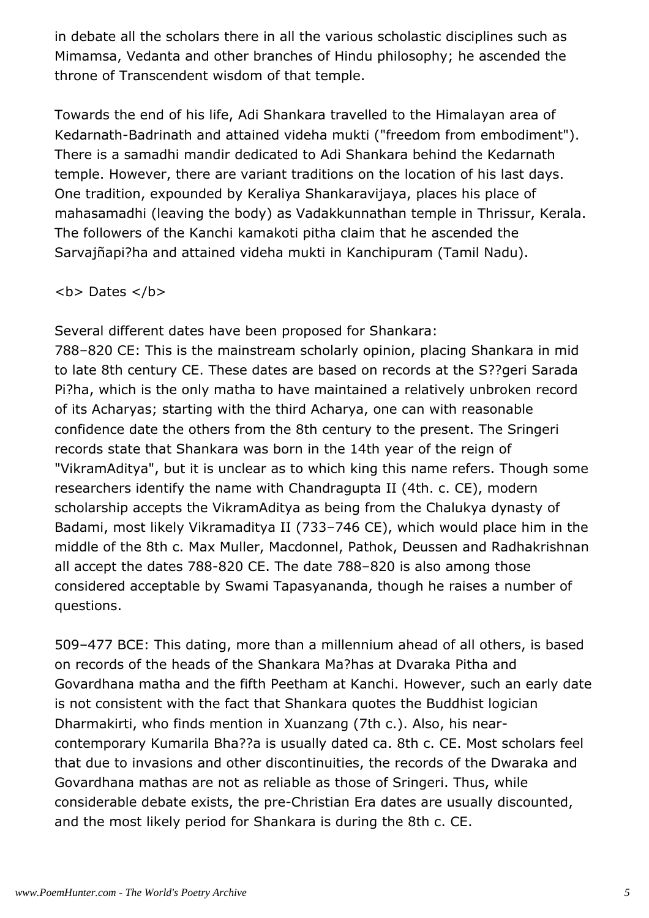in debate all the scholars there in all the various scholastic disciplines such as Mimamsa, Vedanta and other branches of Hindu philosophy; he ascended the throne of Transcendent wisdom of that temple.

Towards the end of his life, Adi Shankara travelled to the Himalayan area of Kedarnath-Badrinath and attained videha mukti ("freedom from embodiment"). There is a samadhi mandir dedicated to Adi Shankara behind the Kedarnath temple. However, there are variant traditions on the location of his last days. One tradition, expounded by Keraliya Shankaravijaya, places his place of mahasamadhi (leaving the body) as Vadakkunnathan temple in Thrissur, Kerala. The followers of the Kanchi kamakoti pitha claim that he ascended the Sarvajñapi?ha and attained videha mukti in Kanchipuram (Tamil Nadu).

<b> Dates </b>

Several different dates have been proposed for Shankara:
788–820 CE: This is the mainstream scholarly opinion, placing Shankara in mid to late 8th century CE. These dates are based on records at the S??geri Sarada Pi?ha, which is the only matha to have maintained a relatively unbroken record of its Acharyas; starting with the third Acharya, one can with reasonable confidence date the others from the 8th century to the present. The Sringeri records state that Shankara was born in the 14th year of the reign of "VikramAditya", but it is unclear as to which king this name refers. Though some researchers identify the name with Chandragupta II (4th. c. CE), modern scholarship accepts the VikramAditya as being from the Chalukya dynasty of Badami, most likely Vikramaditya II (733–746 CE), which would place him in the middle of the 8th c. Max Muller, Macdonnel, Pathok, Deussen and Radhakrishnan all accept the dates 788-820 CE. The date 788–820 is also among those considered acceptable by Swami Tapasyananda, though he raises a number of questions.

509–477 BCE: This dating, more than a millennium ahead of all others, is based on records of the heads of the Shankara Ma?has at Dvaraka Pitha and Govardhana matha and the fifth Peetham at Kanchi. However, such an early date is not consistent with the fact that Shankara quotes the Buddhist logician Dharmakirti, who finds mention in Xuanzang (7th c.). Also, his near-contemporary Kumarila Bha??a is usually dated ca. 8th c. CE. Most scholars feel that due to invasions and other discontinuities, the records of the Dwaraka and Govardhana mathas are not as reliable as those of Sringeri. Thus, while considerable debate exists, the pre-Christian Era dates are usually discounted, and the most likely period for Shankara is during the 8th c. CE.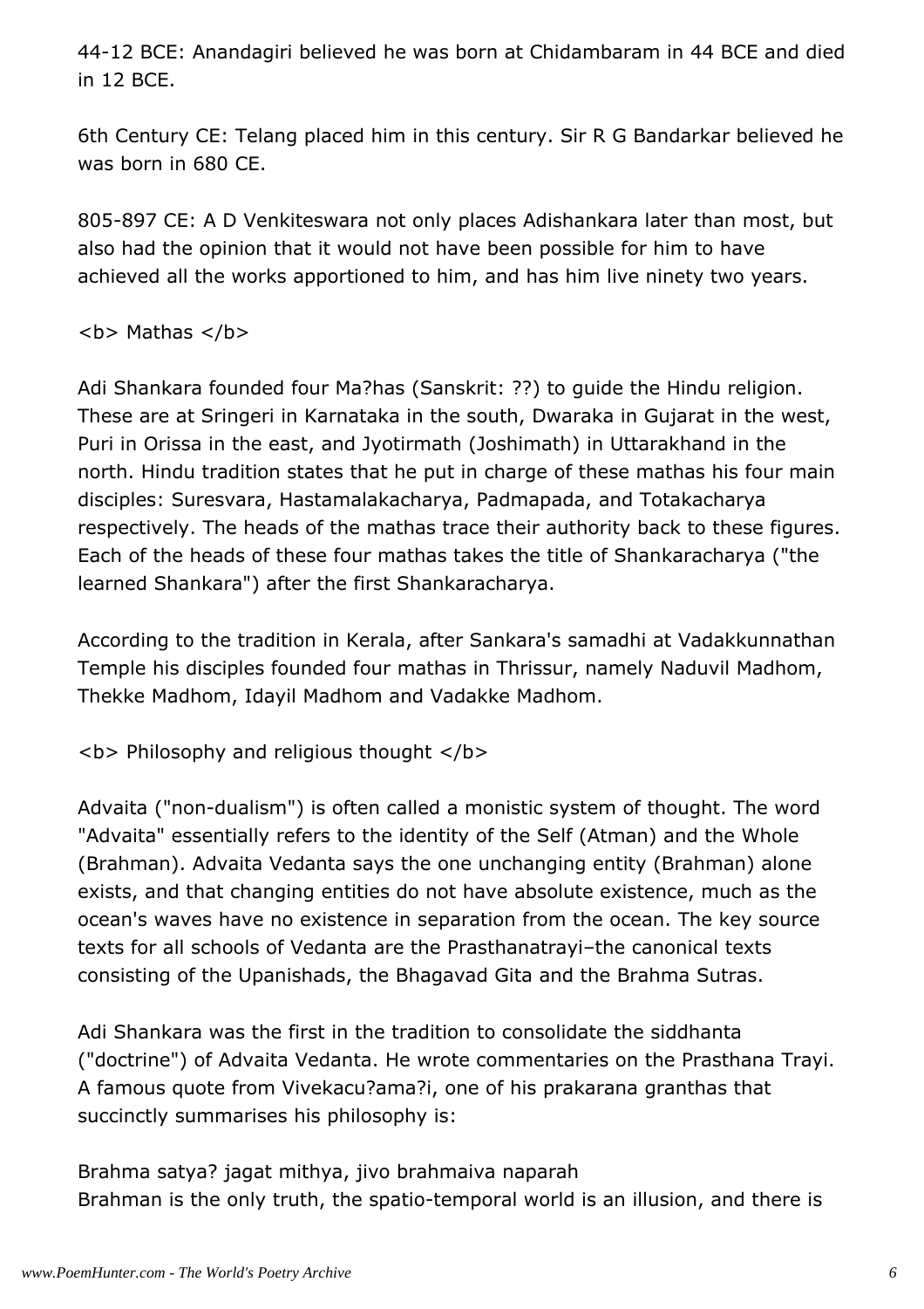44-12 BCE: Anandagiri believed he was born at Chidambaram in 44 BCE and died in 12 BCE.

6th Century CE: Telang placed him in this century. Sir R G Bandarkar believed he was born in 680 CE.

805-897 CE: A D Venkiteswara not only places Adishankara later than most, but also had the opinion that it would not have been possible for him to have achieved all the works apportioned to him, and has him live ninety two years.

**Mathas**

Adi Shankara founded four Ma?has (Sanskrit: ??) to guide the Hindu religion. These are at Sringeri in Karnataka in the south, Dwaraka in Gujarat in the west, Puri in Orissa in the east, and Jyotirmath (Joshimath) in Uttarakhand in the north. Hindu tradition states that he put in charge of these mathas his four main disciples: Suresvara, Hastamalakacharya, Padmapada, and Totakacharya respectively. The heads of the mathas trace their authority back to these figures. Each of the heads of these four mathas takes the title of Shankaracharya ("the learned Shankara") after the first Shankaracharya.

According to the tradition in Kerala, after Sankara's samadhi at Vadakkunnathan Temple his disciples founded four mathas in Thrissur, namely Naduvil Madhom, Thekke Madhom, Idayil Madhom and Vadakke Madhom.

**Philosophy and religious thought**

Advaita ("non-dualism") is often called a monistic system of thought. The word "Advaita" essentially refers to the identity of the Self (Atman) and the Whole (Brahman). Advaita Vedanta says the one unchanging entity (Brahman) alone exists, and that changing entities do not have absolute existence, much as the ocean's waves have no existence in separation from the ocean. The key source texts for all schools of Vedanta are the Prasthanatrayi–the canonical texts consisting of the Upanishads, the Bhagavad Gita and the Brahma Sutras.

Adi Shankara was the first in the tradition to consolidate the siddhanta ("doctrine") of Advaita Vedanta. He wrote commentaries on the Prasthana Trayi. A famous quote from Vivekacu?ama?i, one of his prakarana granthas that succinctly summarises his philosophy is:

Brahma satya? jagat mithya, jivo brahmaiva naparah
Brahman is the only truth, the spatio-temporal world is an illusion, and there is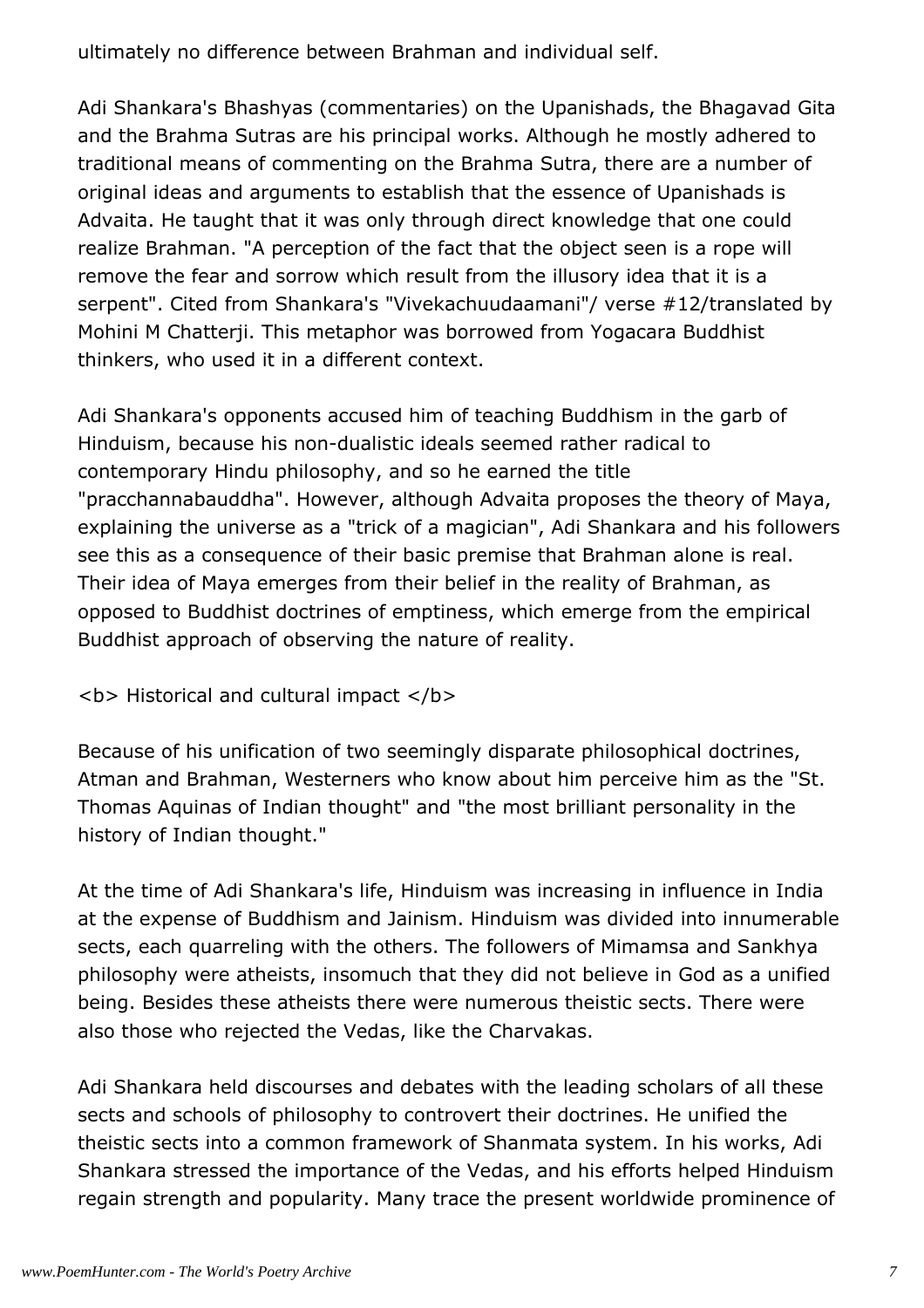ultimately no difference between Brahman and individual self.

Adi Shankara's Bhashyas (commentaries) on the Upanishads, the Bhagavad Gita and the Brahma Sutras are his principal works. Although he mostly adhered to traditional means of commenting on the Brahma Sutra, there are a number of original ideas and arguments to establish that the essence of Upanishads is Advaita. He taught that it was only through direct knowledge that one could realize Brahman. "A perception of the fact that the object seen is a rope will remove the fear and sorrow which result from the illusory idea that it is a serpent". Cited from Shankara's "Vivekachuudaamani"/ verse #12/translated by Mohini M Chatterji. This metaphor was borrowed from Yogacara Buddhist thinkers, who used it in a different context.

Adi Shankara's opponents accused him of teaching Buddhism in the garb of Hinduism, because his non-dualistic ideals seemed rather radical to contemporary Hindu philosophy, and so he earned the title "pracchannabauddha". However, although Advaita proposes the theory of Maya, explaining the universe as a "trick of a magician", Adi Shankara and his followers see this as a consequence of their basic premise that Brahman alone is real. Their idea of Maya emerges from their belief in the reality of Brahman, as opposed to Buddhist doctrines of emptiness, which emerge from the empirical Buddhist approach of observing the nature of reality.

**Historical and cultural impact**

Because of his unification of two seemingly disparate philosophical doctrines, Atman and Brahman, Westerners who know about him perceive him as the "St. Thomas Aquinas of Indian thought" and "the most brilliant personality in the history of Indian thought."

At the time of Adi Shankara's life, Hinduism was increasing in influence in India at the expense of Buddhism and Jainism. Hinduism was divided into innumerable sects, each quarreling with the others. The followers of Mimamsa and Sankhya philosophy were atheists, insomuch that they did not believe in God as a unified being. Besides these atheists there were numerous theistic sects. There were also those who rejected the Vedas, like the Charvakas.

Adi Shankara held discourses and debates with the leading scholars of all these sects and schools of philosophy to controvert their doctrines. He unified the theistic sects into a common framework of Shanmata system. In his works, Adi Shankara stressed the importance of the Vedas, and his efforts helped Hinduism regain strength and popularity. Many trace the present worldwide prominence of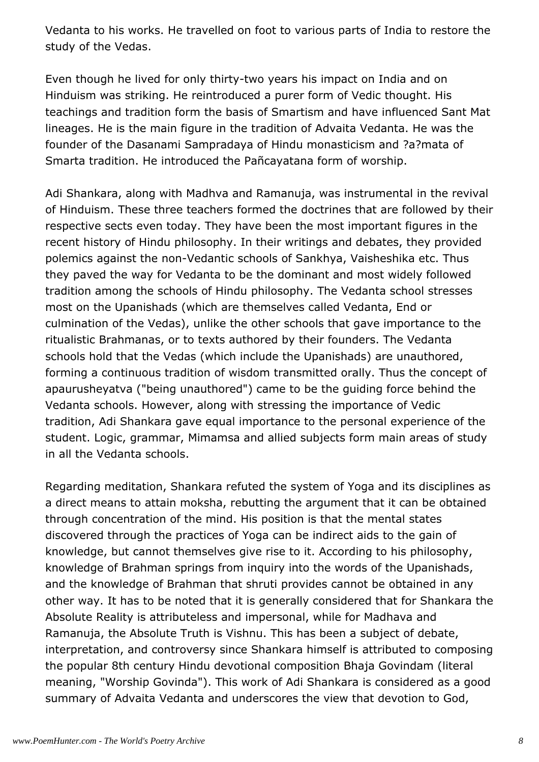Vedanta to his works. He travelled on foot to various parts of India to restore the study of the Vedas.

Even though he lived for only thirty-two years his impact on India and on Hinduism was striking. He reintroduced a purer form of Vedic thought. His teachings and tradition form the basis of Smartism and have influenced Sant Mat lineages. He is the main figure in the tradition of Advaita Vedanta. He was the founder of the Dasanami Sampradaya of Hindu monasticism and ?a?mata of Smarta tradition. He introduced the Pañcayatana form of worship.

Adi Shankara, along with Madhva and Ramanuja, was instrumental in the revival of Hinduism. These three teachers formed the doctrines that are followed by their respective sects even today. They have been the most important figures in the recent history of Hindu philosophy. In their writings and debates, they provided polemics against the non-Vedantic schools of Sankhya, Vaisheshika etc. Thus they paved the way for Vedanta to be the dominant and most widely followed tradition among the schools of Hindu philosophy. The Vedanta school stresses most on the Upanishads (which are themselves called Vedanta, End or culmination of the Vedas), unlike the other schools that gave importance to the ritualistic Brahmanas, or to texts authored by their founders. The Vedanta schools hold that the Vedas (which include the Upanishads) are unauthored, forming a continuous tradition of wisdom transmitted orally. Thus the concept of apaurusheyatva ("being unauthored") came to be the guiding force behind the Vedanta schools. However, along with stressing the importance of Vedic tradition, Adi Shankara gave equal importance to the personal experience of the student. Logic, grammar, Mimamsa and allied subjects form main areas of study in all the Vedanta schools.

Regarding meditation, Shankara refuted the system of Yoga and its disciplines as a direct means to attain moksha, rebutting the argument that it can be obtained through concentration of the mind. His position is that the mental states discovered through the practices of Yoga can be indirect aids to the gain of knowledge, but cannot themselves give rise to it. According to his philosophy, knowledge of Brahman springs from inquiry into the words of the Upanishads, and the knowledge of Brahman that shruti provides cannot be obtained in any other way. It has to be noted that it is generally considered that for Shankara the Absolute Reality is attributeless and impersonal, while for Madhava and Ramanuja, the Absolute Truth is Vishnu. This has been a subject of debate, interpretation, and controversy since Shankara himself is attributed to composing the popular 8th century Hindu devotional composition Bhaja Govindam (literal meaning, "Worship Govinda"). This work of Adi Shankara is considered as a good summary of Advaita Vedanta and underscores the view that devotion to God,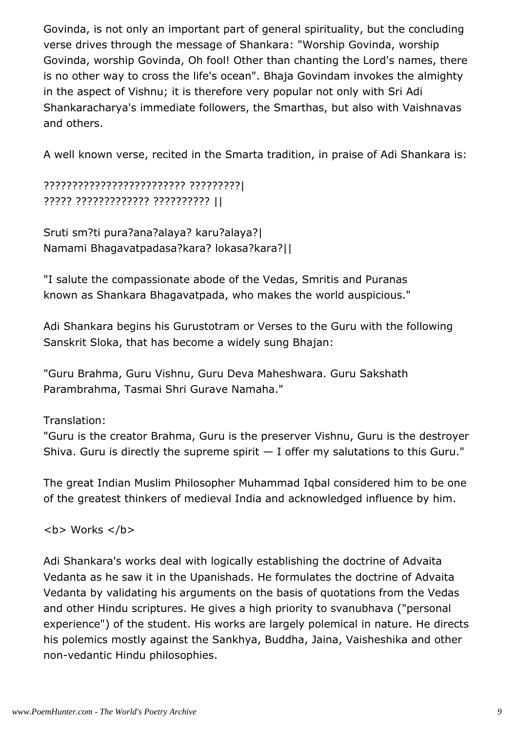Govinda, is not only an important part of general spirituality, but the concluding verse drives through the message of Shankara: "Worship Govinda, worship Govinda, worship Govinda, Oh fool! Other than chanting the Lord's names, there is no other way to cross the life's ocean". Bhaja Govindam invokes the almighty in the aspect of Vishnu; it is therefore very popular not only with Sri Adi Shankaracharya's immediate followers, the Smarthas, but also with Vaishnavas and others.

A well known verse, recited in the Smarta tradition, in praise of Adi Shankara is:

???????????????????????? ?????????|
????? ????????????? ?????????? ||

Sruti sm?ti pura?ana?alaya? karu?alaya?|
Namami Bhagavatpadasa?kara? lokasa?kara?||

"I salute the compassionate abode of the Vedas, Smritis and Puranas known as Shankara Bhagavatpada, who makes the world auspicious."

Adi Shankara begins his Gurustotram or Verses to the Guru with the following Sanskrit Sloka, that has become a widely sung Bhajan:

"Guru Brahma, Guru Vishnu, Guru Deva Maheshwara. Guru Sakshath Parambrahma, Tasmai Shri Gurave Namaha."

Translation:
"Guru is the creator Brahma, Guru is the preserver Vishnu, Guru is the destroyer Shiva. Guru is directly the supreme spirit — I offer my salutations to this Guru."

The great Indian Muslim Philosopher Muhammad Iqbal considered him to be one of the greatest thinkers of medieval India and acknowledged influence by him.

<b> Works </b>

Adi Shankara's works deal with logically establishing the doctrine of Advaita Vedanta as he saw it in the Upanishads. He formulates the doctrine of Advaita Vedanta by validating his arguments on the basis of quotations from the Vedas and other Hindu scriptures. He gives a high priority to svanubhava ("personal experience") of the student. His works are largely polemical in nature. He directs his polemics mostly against the Sankhya, Buddha, Jaina, Vaisheshika and other non-vedantic Hindu philosophies.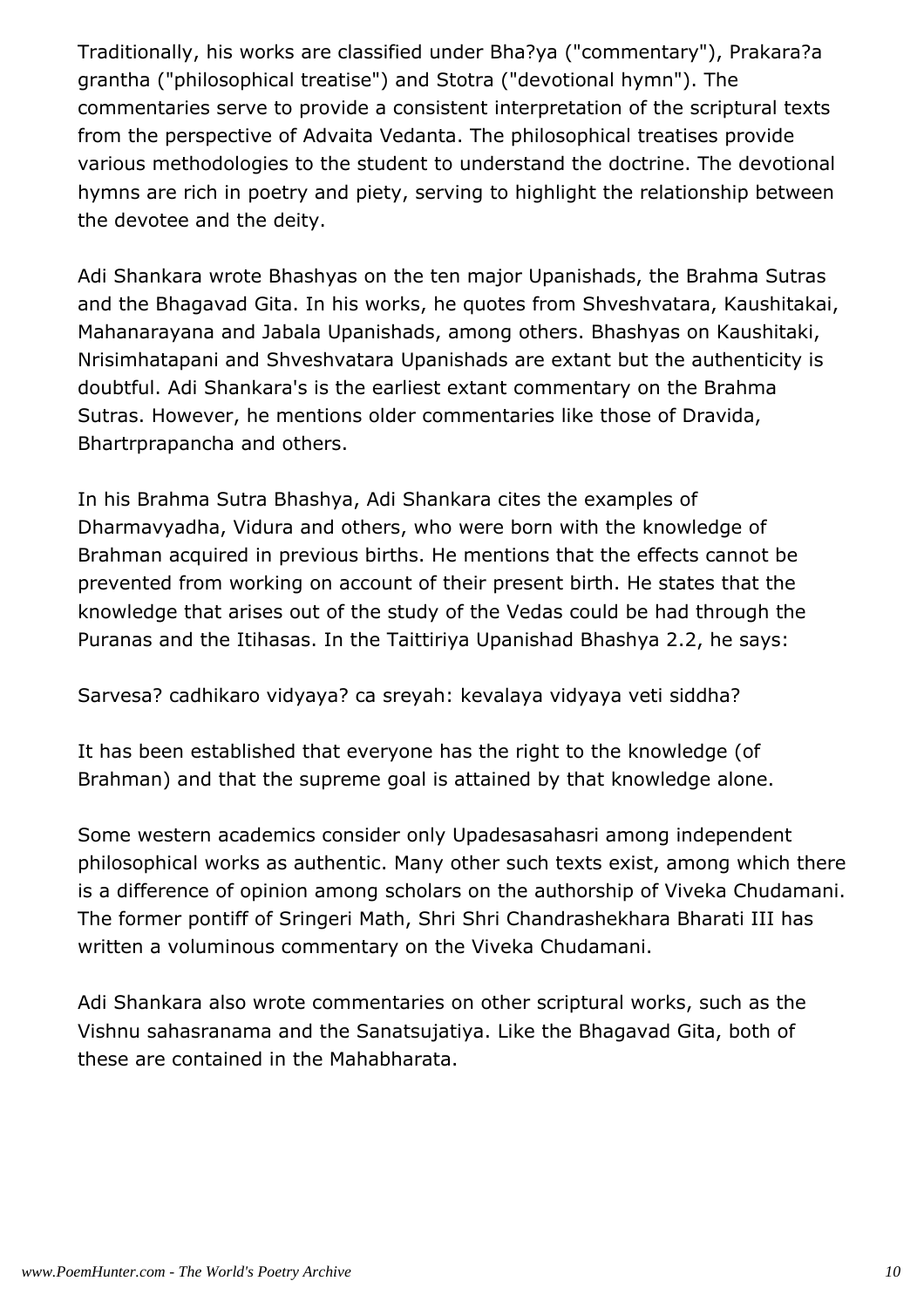Traditionally, his works are classified under Bha?ya ("commentary"), Prakara?a grantha ("philosophical treatise") and Stotra ("devotional hymn"). The commentaries serve to provide a consistent interpretation of the scriptural texts from the perspective of Advaita Vedanta. The philosophical treatises provide various methodologies to the student to understand the doctrine. The devotional hymns are rich in poetry and piety, serving to highlight the relationship between the devotee and the deity.

Adi Shankara wrote Bhashyas on the ten major Upanishads, the Brahma Sutras and the Bhagavad Gita. In his works, he quotes from Shveshvatara, Kaushitakai, Mahanarayana and Jabala Upanishads, among others. Bhashyas on Kaushitaki, Nrisimhatapani and Shveshvatara Upanishads are extant but the authenticity is doubtful. Adi Shankara's is the earliest extant commentary on the Brahma Sutras. However, he mentions older commentaries like those of Dravida, Bhartrprapancha and others.

In his Brahma Sutra Bhashya, Adi Shankara cites the examples of Dharmavyadha, Vidura and others, who were born with the knowledge of Brahman acquired in previous births. He mentions that the effects cannot be prevented from working on account of their present birth. He states that the knowledge that arises out of the study of the Vedas could be had through the Puranas and the Itihasas. In the Taittiriya Upanishad Bhashya 2.2, he says:

Sarvesa? cadhikaro vidyaya? ca sreyah: kevalaya vidyaya veti siddha?

It has been established that everyone has the right to the knowledge (of Brahman) and that the supreme goal is attained by that knowledge alone.

Some western academics consider only Upadesasahasri among independent philosophical works as authentic. Many other such texts exist, among which there is a difference of opinion among scholars on the authorship of Viveka Chudamani. The former pontiff of Sringeri Math, Shri Shri Chandrashekhara Bharati III has written a voluminous commentary on the Viveka Chudamani.

Adi Shankara also wrote commentaries on other scriptural works, such as the Vishnu sahasranama and the Sanatsujatiya. Like the Bhagavad Gita, both of these are contained in the Mahabharata.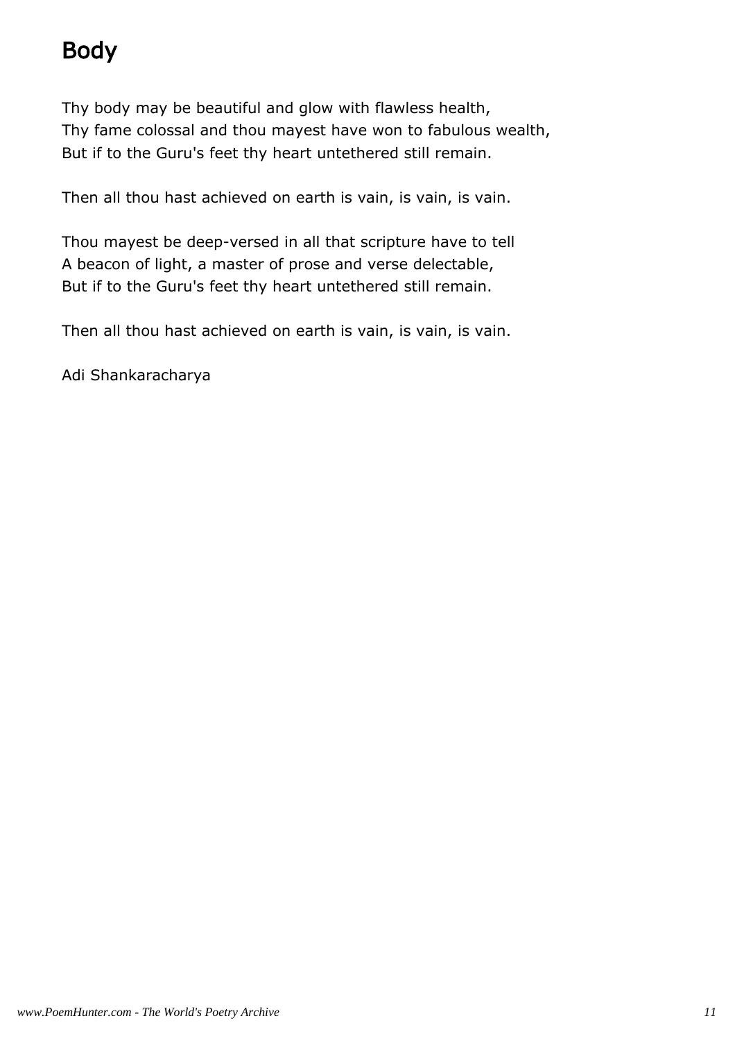# Body

Thy body may be beautiful and glow with flawless health,  
Thy fame colossal and thou mayest have won to fabulous wealth,  
But if to the Guru's feet thy heart untethered still remain.

Then all thou hast achieved on earth is vain, is vain, is vain.

Thou mayest be deep-versed in all that scripture have to tell  
A beacon of light, a master of prose and verse delectable,  
But if to the Guru's feet thy heart untethered still remain.

Then all thou hast achieved on earth is vain, is vain, is vain.

Adi Shankaracharya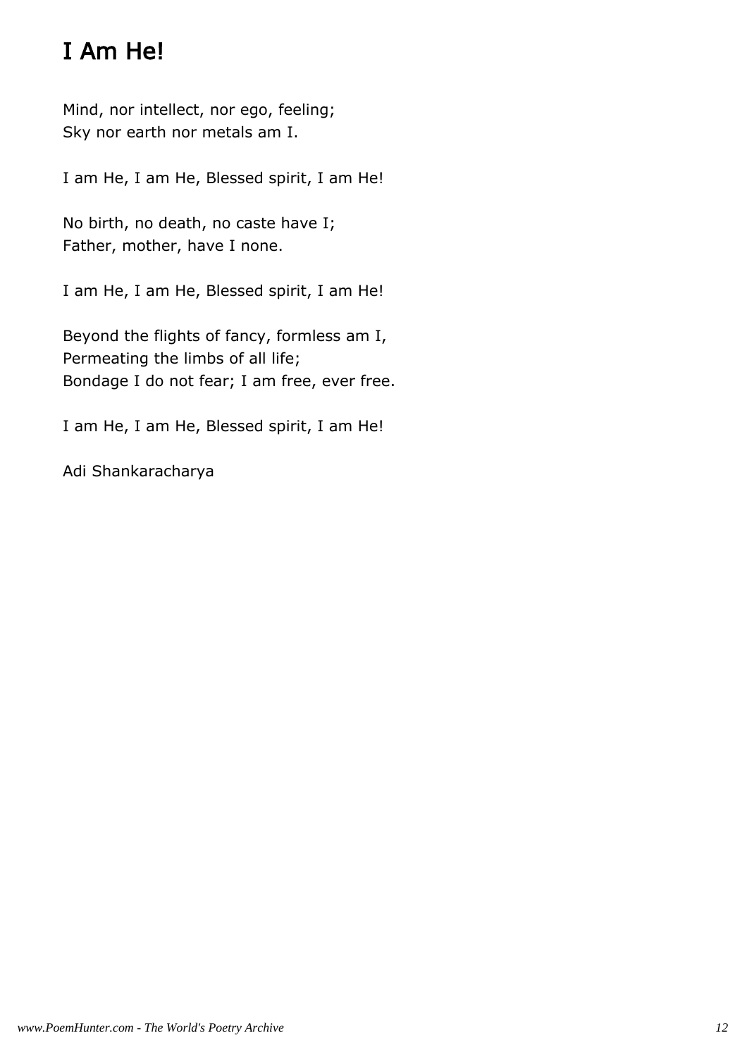# I Am He!

Mind, nor intellect, nor ego, feeling;
Sky nor earth nor metals am I.

I am He, I am He, Blessed spirit, I am He!

No birth, no death, no caste have I;
Father, mother, have I none.

I am He, I am He, Blessed spirit, I am He!

Beyond the flights of fancy, formless am I,
Permeating the limbs of all life;
Bondage I do not fear; I am free, ever free.

I am He, I am He, Blessed spirit, I am He!

Adi Shankaracharya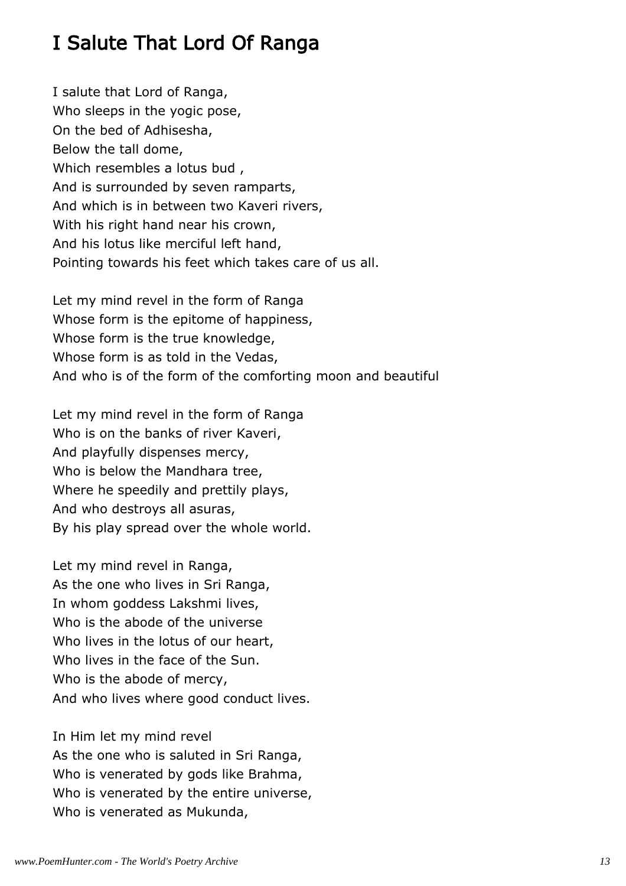# I Salute That Lord Of Ranga

I salute that Lord of Ranga,
Who sleeps in the yogic pose,
On the bed of Adhisesha,
Below the tall dome,
Which resembles a lotus bud ,
And is surrounded by seven ramparts,
And which is in between two Kaveri rivers,
With his right hand near his crown,
And his lotus like merciful left hand,
Pointing towards his feet which takes care of us all.

Let my mind revel in the form of Ranga
Whose form is the epitome of happiness,
Whose form is the true knowledge,
Whose form is as told in the Vedas,
And who is of the form of the comforting moon and beautiful

Let my mind revel in the form of Ranga
Who is on the banks of river Kaveri,
And playfully dispenses mercy,
Who is below the Mandhara tree,
Where he speedily and prettily plays,
And who destroys all asuras,
By his play spread over the whole world.

Let my mind revel in Ranga,
As the one who lives in Sri Ranga,
In whom goddess Lakshmi lives,
Who is the abode of the universe
Who lives in the lotus of our heart,
Who lives in the face of the Sun.
Who is the abode of mercy,
And who lives where good conduct lives.

In Him let my mind revel
As the one who is saluted in Sri Ranga,
Who is venerated by gods like Brahma,
Who is venerated by the entire universe,
Who is venerated as Mukunda,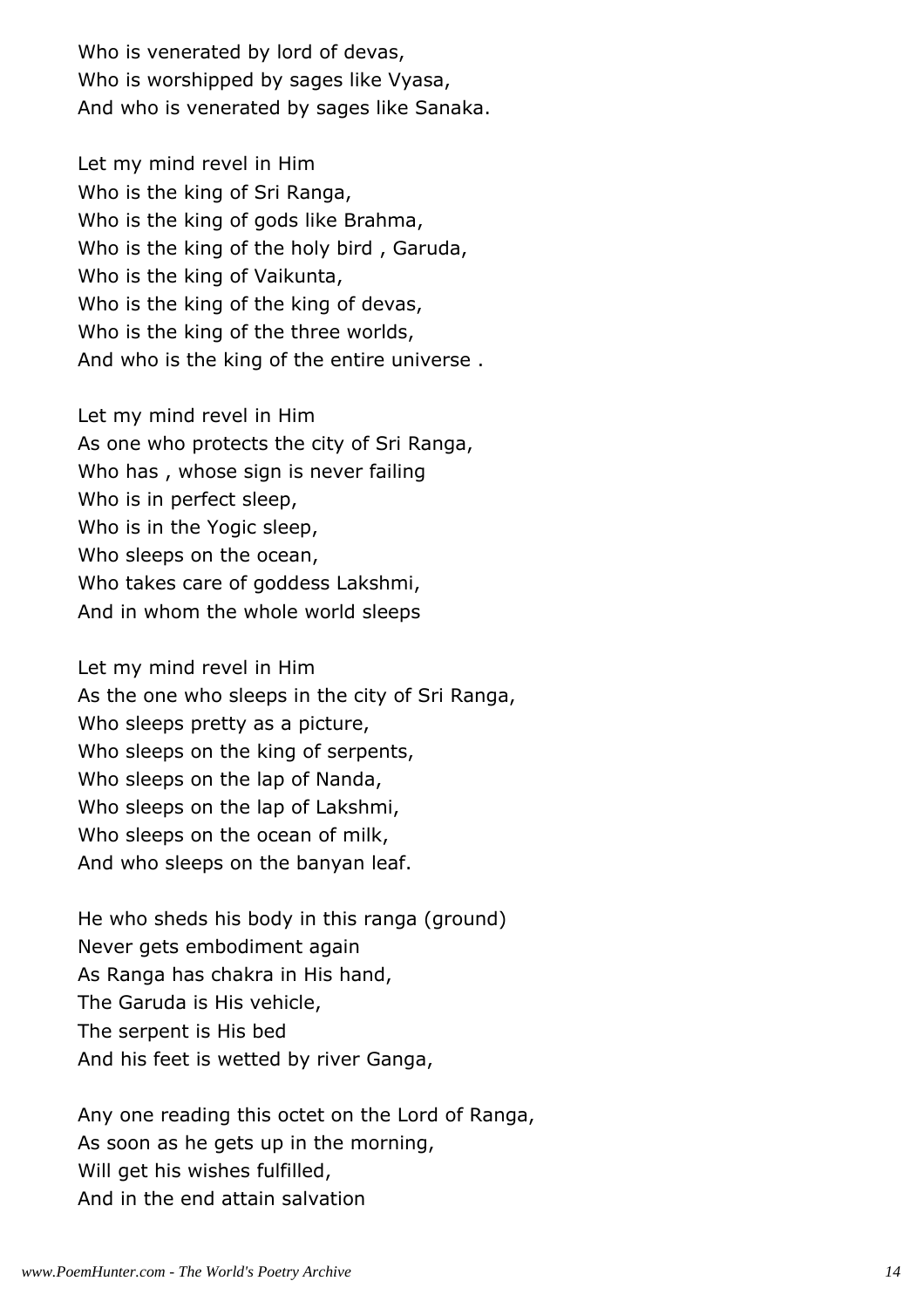Who is venerated by lord of devas,
Who is worshipped by sages like Vyasa,
And who is venerated by sages like Sanaka.

Let my mind revel in Him
Who is the king of Sri Ranga,
Who is the king of gods like Brahma,
Who is the king of the holy bird , Garuda,
Who is the king of Vaikunta,
Who is the king of the king of devas,
Who is the king of the three worlds,
And who is the king of the entire universe .

Let my mind revel in Him
As one who protects the city of Sri Ranga,
Who has , whose sign is never failing
Who is in perfect sleep,
Who is in the Yogic sleep,
Who sleeps on the ocean,
Who takes care of goddess Lakshmi,
And in whom the whole world sleeps

Let my mind revel in Him
As the one who sleeps in the city of Sri Ranga,
Who sleeps pretty as a picture,
Who sleeps on the king of serpents,
Who sleeps on the lap of Nanda,
Who sleeps on the lap of Lakshmi,
Who sleeps on the ocean of milk,
And who sleeps on the banyan leaf.

He who sheds his body in this ranga (ground)
Never gets embodiment again
As Ranga has chakra in His hand,
The Garuda is His vehicle,
The serpent is His bed
And his feet is wetted by river Ganga,

Any one reading this octet on the Lord of Ranga,
As soon as he gets up in the morning,
Will get his wishes fulfilled,
And in the end attain salvation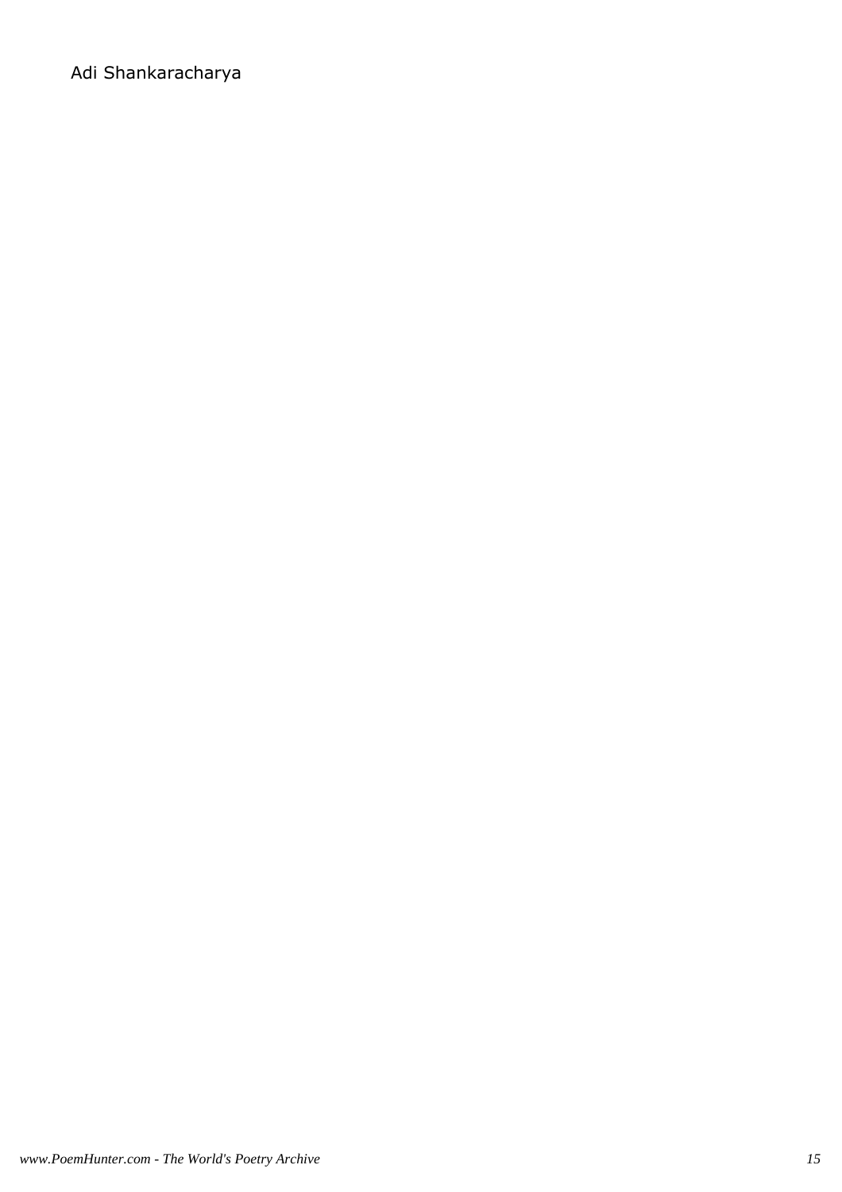Adi Shankaracharya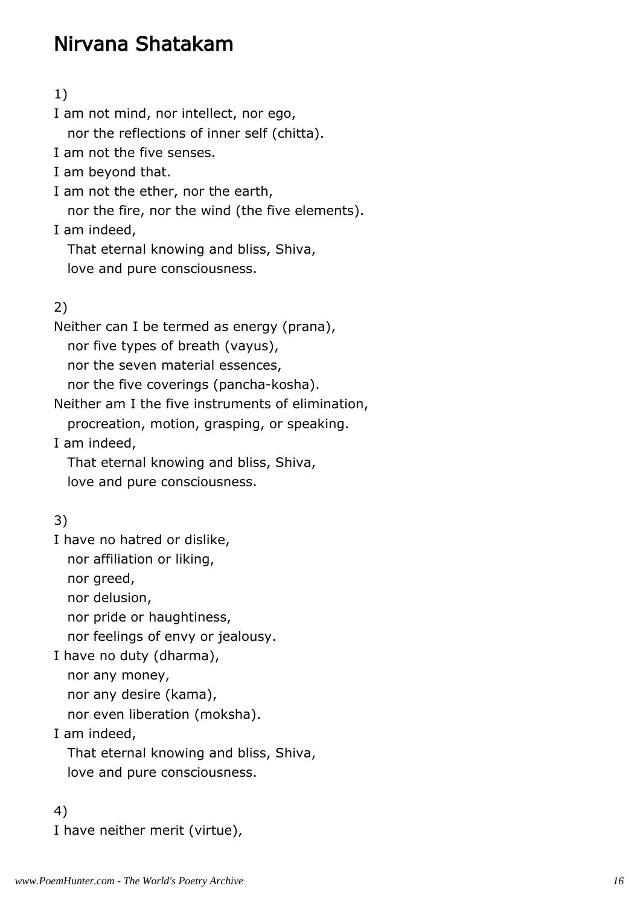# Nirvana Shatakam

1)

I am not mind, nor intellect, nor ego,
nor the reflections of inner self (chitta).
I am not the five senses.
I am beyond that.
I am not the ether, nor the earth,
nor the fire, nor the wind (the five elements).
I am indeed,
That eternal knowing and bliss, Shiva,
love and pure consciousness.

2)

Neither can I be termed as energy (prana),
nor five types of breath (vayus),
nor the seven material essences,
nor the five coverings (pancha-kosha).
Neither am I the five instruments of elimination,
procreation, motion, grasping, or speaking.
I am indeed,
That eternal knowing and bliss, Shiva,
love and pure consciousness.

3)

I have no hatred or dislike,
nor affiliation or liking,
nor greed,
nor delusion,
nor pride or haughtiness,
nor feelings of envy or jealousy.
I have no duty (dharma),
nor any money,
nor any desire (kama),
nor even liberation (moksha).
I am indeed,
That eternal knowing and bliss, Shiva,
love and pure consciousness.

4)

I have neither merit (virtue),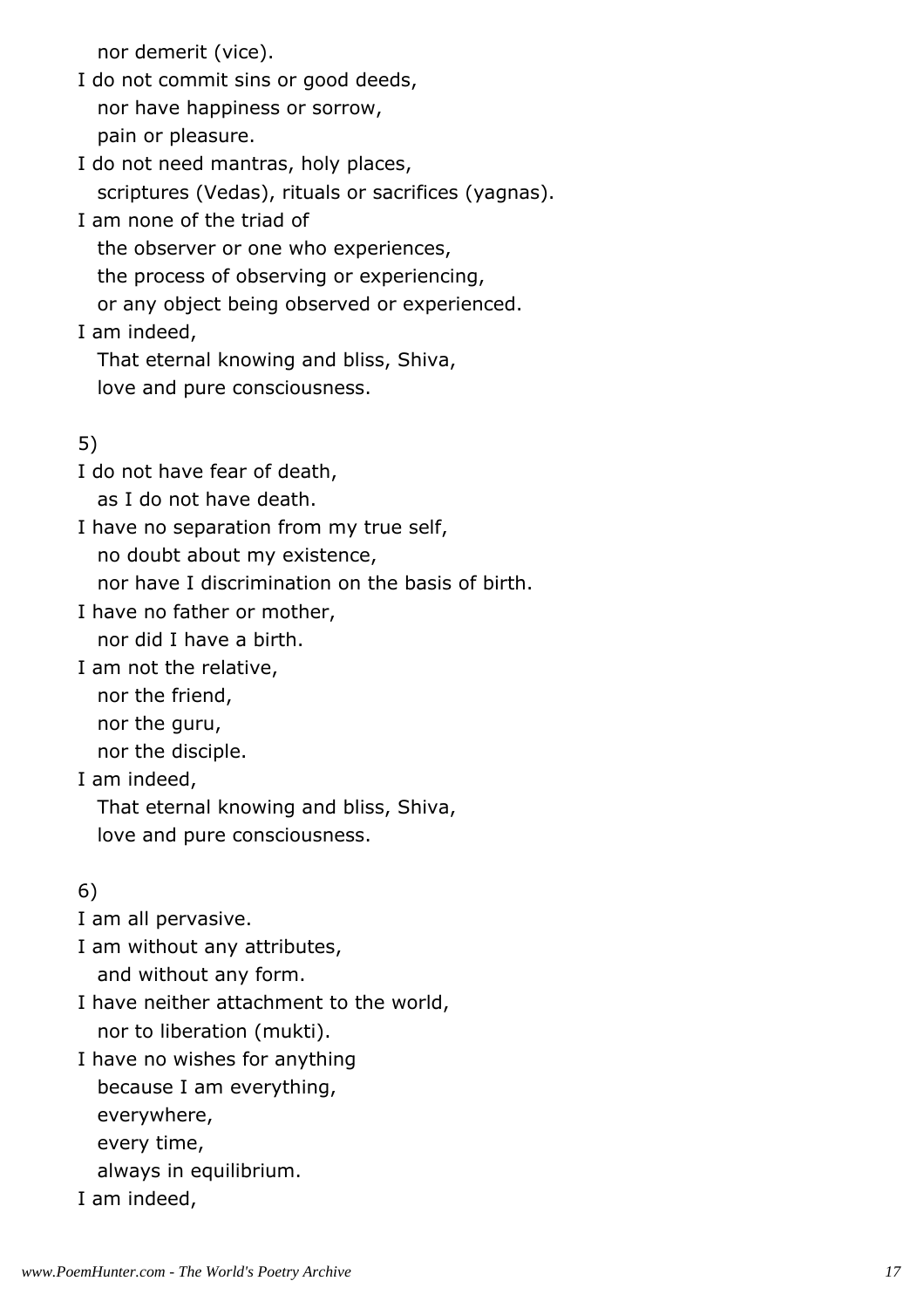nor demerit (vice).

I do not commit sins or good deeds,
  nor have happiness or sorrow,
  pain or pleasure.

I do not need mantras, holy places,
  scriptures (Vedas), rituals or sacrifices (yagnas).

I am none of the triad of
  the observer or one who experiences,
  the process of observing or experiencing,
  or any object being observed or experienced.

I am indeed,
  That eternal knowing and bliss, Shiva,
  love and pure consciousness.

5)

I do not have fear of death,
  as I do not have death.

I have no separation from my true self,
  no doubt about my existence,
  nor have I discrimination on the basis of birth.

I have no father or mother,
  nor did I have a birth.

I am not the relative,
  nor the friend,
  nor the guru,
  nor the disciple.

I am indeed,
  That eternal knowing and bliss, Shiva,
  love and pure consciousness.

6)

I am all pervasive.

I am without any attributes,
  and without any form.

I have neither attachment to the world,
  nor to liberation (mukti).

I have no wishes for anything
  because I am everything,
  everywhere,
  every time,
  always in equilibrium.

I am indeed,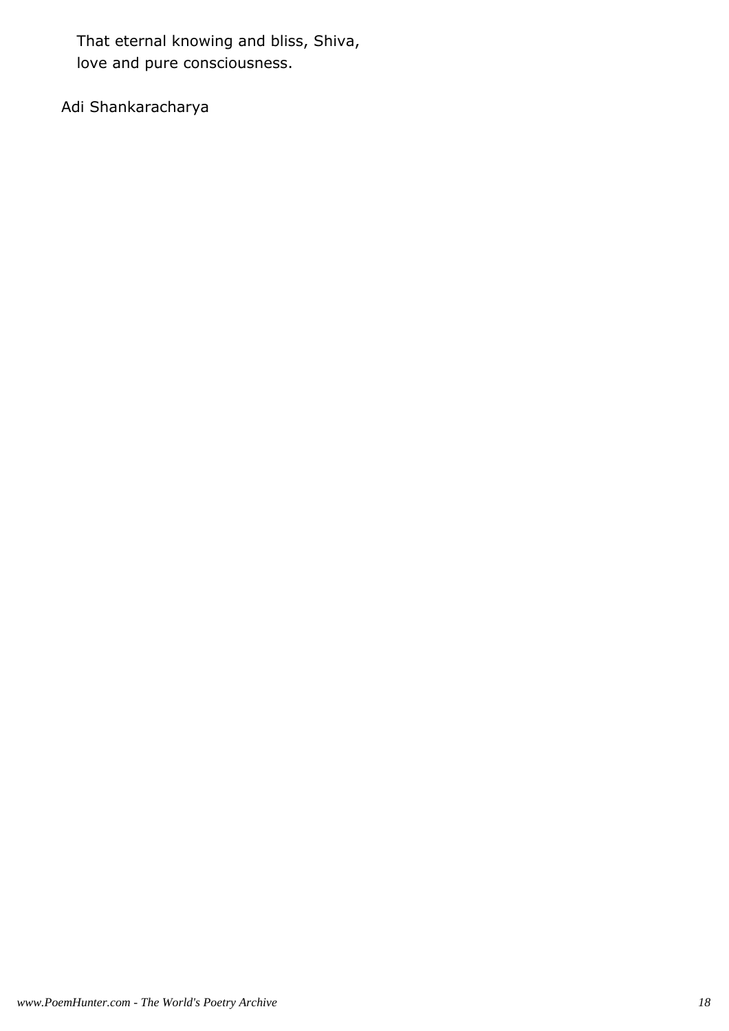That eternal knowing and bliss, Shiva,
love and pure consciousness.

Adi Shankaracharya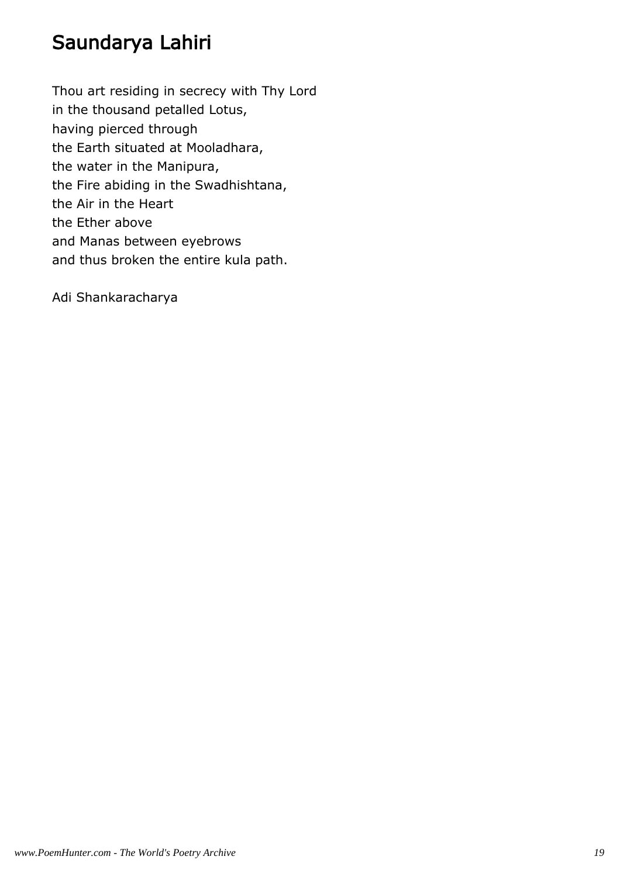# Saundarya Lahiri

Thou art residing in secrecy with Thy Lord
in the thousand petalled Lotus,
having pierced through
the Earth situated at Mooladhara,
the water in the Manipura,
the Fire abiding in the Swadhishtana,
the Air in the Heart
the Ether above
and Manas between eyebrows
and thus broken the entire kula path.

Adi Shankaracharya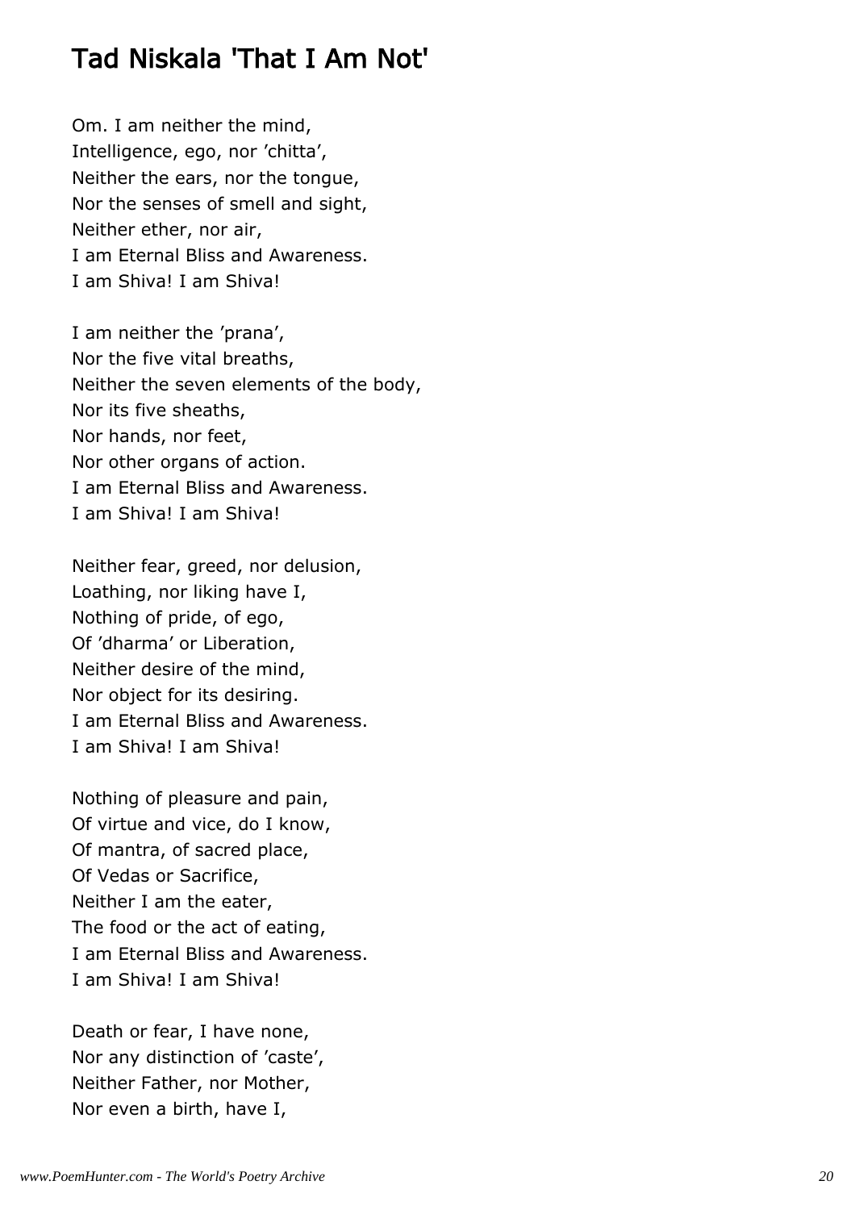## Tad Niskala 'That I Am Not'

Om. I am neither the mind,
Intelligence, ego, nor 'chitta',
Neither the ears, nor the tongue,
Nor the senses of smell and sight,
Neither ether, nor air,
I am Eternal Bliss and Awareness.
I am Shiva! I am Shiva!

I am neither the 'prana',
Nor the five vital breaths,
Neither the seven elements of the body,
Nor its five sheaths,
Nor hands, nor feet,
Nor other organs of action.
I am Eternal Bliss and Awareness.
I am Shiva! I am Shiva!

Neither fear, greed, nor delusion,
Loathing, nor liking have I,
Nothing of pride, of ego,
Of 'dharma' or Liberation,
Neither desire of the mind,
Nor object for its desiring.
I am Eternal Bliss and Awareness.
I am Shiva! I am Shiva!

Nothing of pleasure and pain,
Of virtue and vice, do I know,
Of mantra, of sacred place,
Of Vedas or Sacrifice,
Neither I am the eater,
The food or the act of eating,
I am Eternal Bliss and Awareness.
I am Shiva! I am Shiva!

Death or fear, I have none,
Nor any distinction of 'caste',
Neither Father, nor Mother,
Nor even a birth, have I,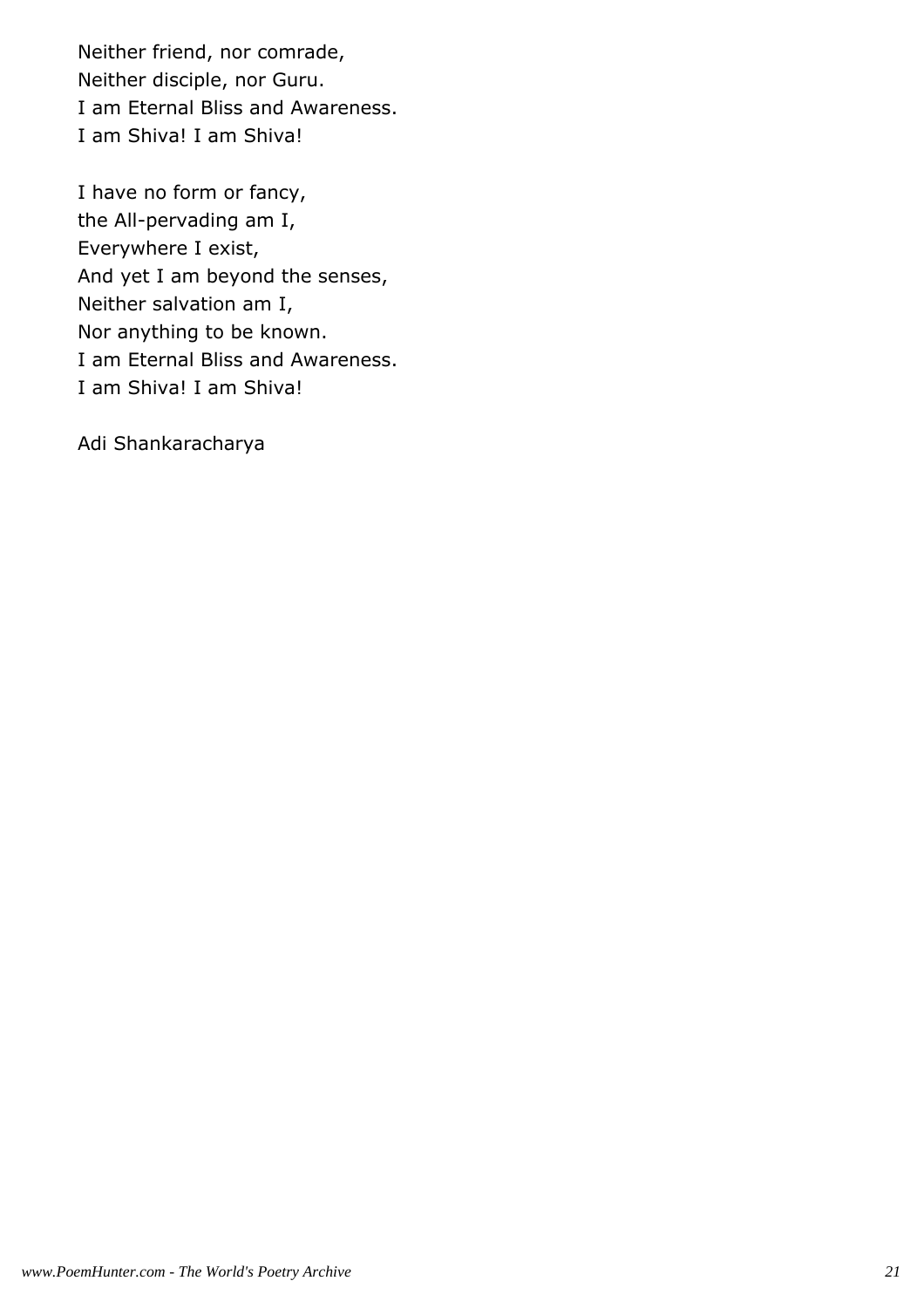Neither friend, nor comrade,  
Neither disciple, nor Guru.  
I am Eternal Bliss and Awareness.  
I am Shiva! I am Shiva!

I have no form or fancy,  
the All-pervading am I,  
Everywhere I exist,  
And yet I am beyond the senses,  
Neither salvation am I,  
Nor anything to be known.  
I am Eternal Bliss and Awareness.  
I am Shiva! I am Shiva!

Adi Shankaracharya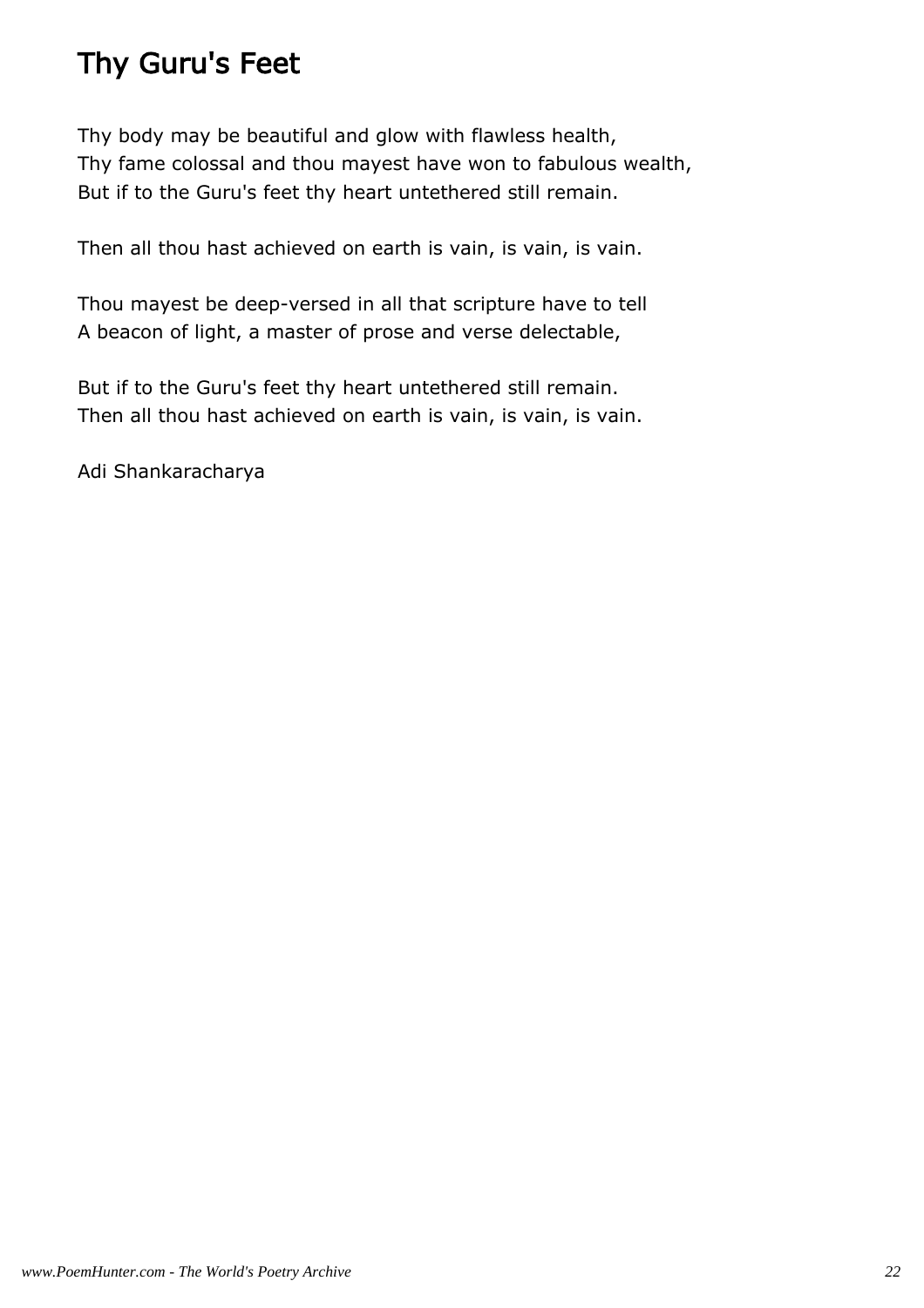# Thy Guru's Feet

Thy body may be beautiful and glow with flawless health,
Thy fame colossal and thou mayest have won to fabulous wealth,
But if to the Guru's feet thy heart untethered still remain.

Then all thou hast achieved on earth is vain, is vain, is vain.

Thou mayest be deep-versed in all that scripture have to tell
A beacon of light, a master of prose and verse delectable,

But if to the Guru's feet thy heart untethered still remain.
Then all thou hast achieved on earth is vain, is vain, is vain.

Adi Shankaracharya